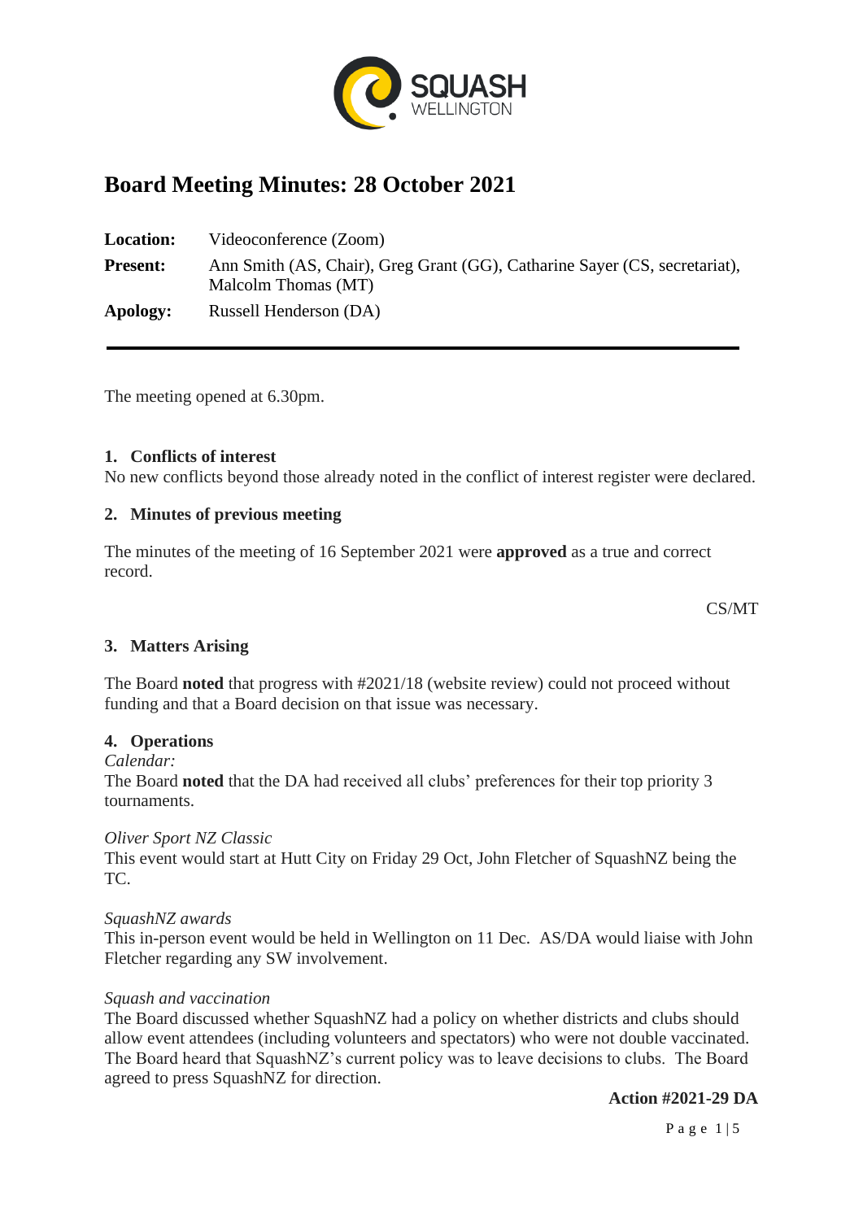# Board Meeting Minutes: 28 October 2021

**Location:** Videoconference (Zoom)

**Present:** Ann Smith (AS, Chair), Greg Grant (GG), Catharine Sayer (CS, secretariat), Malcolm Thomas (MT)

**Apology:** Russell Henderson (DA)

---

The meeting opened at 6.30pm.

### 1. Conflicts of interest

No new conflicts beyond those already noted in the conflict of interest register were declared.

### 2. Minutes of previous meeting

The minutes of the meeting of 16 September 2021 were **approved** as a true and correct record.

CS/MT

### 3. Matters Arising

The Board **noted** that progress with #2021/18 (website review) could not proceed without funding and that a Board decision on that issue was necessary.

### 4. Operations

*Calendar:*

The Board **noted** that the DA had received all clubs' preferences for their top priority 3 tournaments.

*Oliver Sport NZ Classic*

This event would start at Hutt City on Friday 29 Oct, John Fletcher of SquashNZ being the TC.

*SquashNZ awards*

This in-person event would be held in Wellington on 11 Dec. AS/DA would liaise with John Fletcher regarding any SW involvement.

*Squash and vaccination*

The Board discussed whether SquashNZ had a policy on whether districts and clubs should allow event attendees (including volunteers and spectators) who were not double vaccinated. The Board heard that SquashNZ's current policy was to leave decisions to clubs. The Board agreed to press SquashNZ for direction.

**Action #2021-29 DA**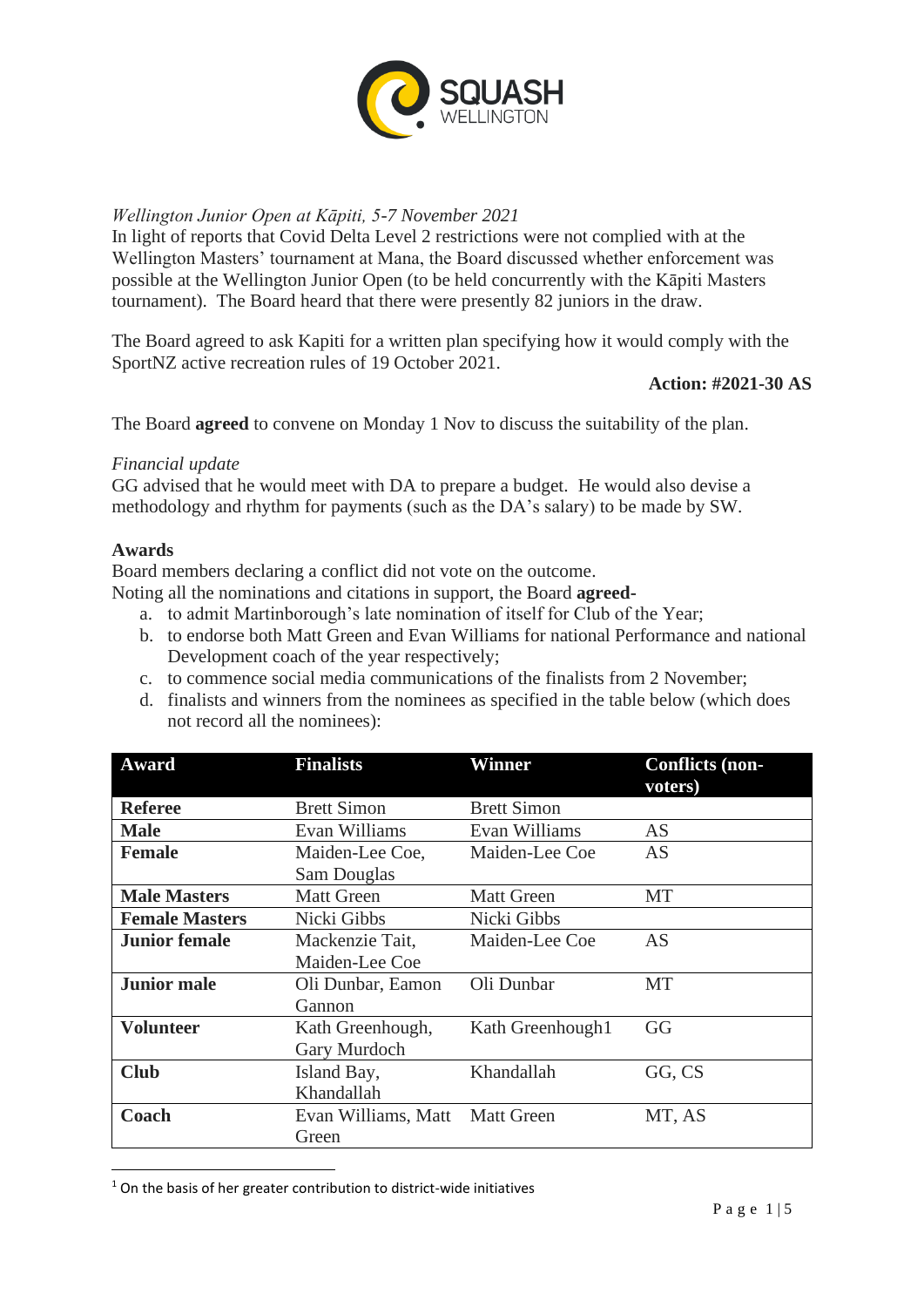*Wellington Junior Open at Kāpiti, 5-7 November 2021*
In light of reports that Covid Delta Level 2 restrictions were not complied with at the Wellington Masters' tournament at Mana, the Board discussed whether enforcement was possible at the Wellington Junior Open (to be held concurrently with the Kāpiti Masters tournament). The Board heard that there were presently 82 juniors in the draw.

The Board agreed to ask Kapiti for a written plan specifying how it would comply with the SportNZ active recreation rules of 19 October 2021.

**Action: #2021-30 AS**

The Board **agreed** to convene on Monday 1 Nov to discuss the suitability of the plan.

*Financial update*
GG advised that he would meet with DA to prepare a budget. He would also devise a methodology and rhythm for payments (such as the DA's salary) to be made by SW.

**Awards**
Board members declaring a conflict did not vote on the outcome.
Noting all the nominations and citations in support, the Board **agreed-**

a. to admit Martinborough's late nomination of itself for Club of the Year;
b. to endorse both Matt Green and Evan Williams for national Performance and national Development coach of the year respectively;
c. to commence social media communications of the finalists from 2 November;
d. finalists and winners from the nominees as specified in the table below (which does not record all the nominees):

| Award | Finalists | Winner | Conflicts (non-voters) |
|---|---|---|---|
| **Referee** | Brett Simon | Brett Simon | |
| **Male** | Evan Williams | Evan Williams | AS |
| **Female** | Maiden-Lee Coe, Sam Douglas | Maiden-Lee Coe | AS |
| **Male Masters** | Matt Green | Matt Green | MT |
| **Female Masters** | Nicki Gibbs | Nicki Gibbs | |
| **Junior female** | Mackenzie Tait, Maiden-Lee Coe | Maiden-Lee Coe | AS |
| **Junior male** | Oli Dunbar, Eamon Gannon | Oli Dunbar | MT |
| **Volunteer** | Kath Greenhough, Gary Murdoch | Kath Greenhough[1] | GG |
| **Club** | Island Bay, Khandallah | Khandallah | GG, CS |
| **Coach** | Evan Williams, Matt Green | Matt Green | MT, AS |

[1] On the basis of her greater contribution to district-wide initiatives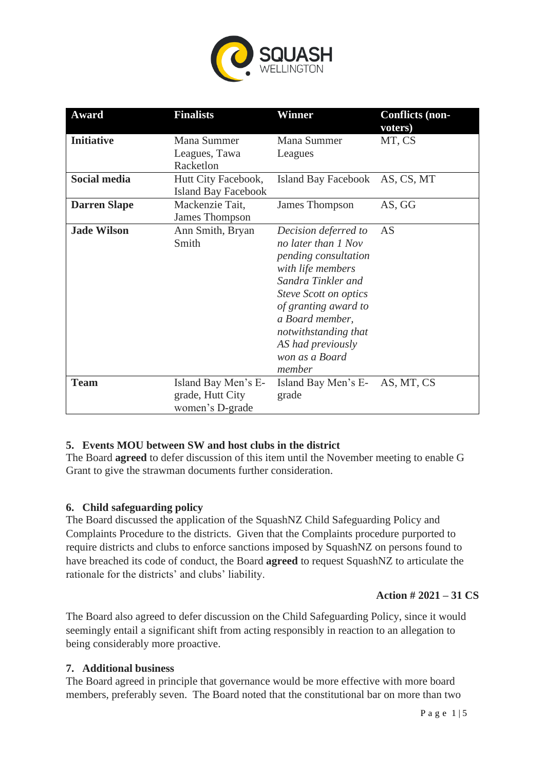| Award | Finalists | Winner | Conflicts (non-voters) |
|---|---|---|---|
| **Initiative** | Mana Summer Leagues, Tawa Racketlon | Mana Summer Leagues | MT, CS |
| **Social media** | Hutt City Facebook, Island Bay Facebook | Island Bay Facebook | AS, CS, MT |
| **Darren Slape** | Mackenzie Tait, James Thompson | James Thompson | AS, GG |
| **Jade Wilson** | Ann Smith, Bryan Smith | *Decision deferred to no later than 1 Nov pending consultation with life members Sandra Tinkler and Steve Scott on optics of granting award to a Board member, notwithstanding that AS had previously won as a Board member* | AS |
| **Team** | Island Bay Men's E-grade, Hutt City women's D-grade | Island Bay Men's E-grade | AS, MT, CS |

## 5. Events MOU between SW and host clubs in the district

The Board **agreed** to defer discussion of this item until the November meeting to enable G Grant to give the strawman documents further consideration.

## 6. Child safeguarding policy

The Board discussed the application of the SquashNZ Child Safeguarding Policy and Complaints Procedure to the districts. Given that the Complaints procedure purported to require districts and clubs to enforce sanctions imposed by SquashNZ on persons found to have breached its code of conduct, the Board **agreed** to request SquashNZ to articulate the rationale for the districts' and clubs' liability.

**Action # 2021 – 31 CS**

The Board also agreed to defer discussion on the Child Safeguarding Policy, since it would seemingly entail a significant shift from acting responsibly in reaction to an allegation to being considerably more proactive.

## 7. Additional business

The Board agreed in principle that governance would be more effective with more board members, preferably seven. The Board noted that the constitutional bar on more than two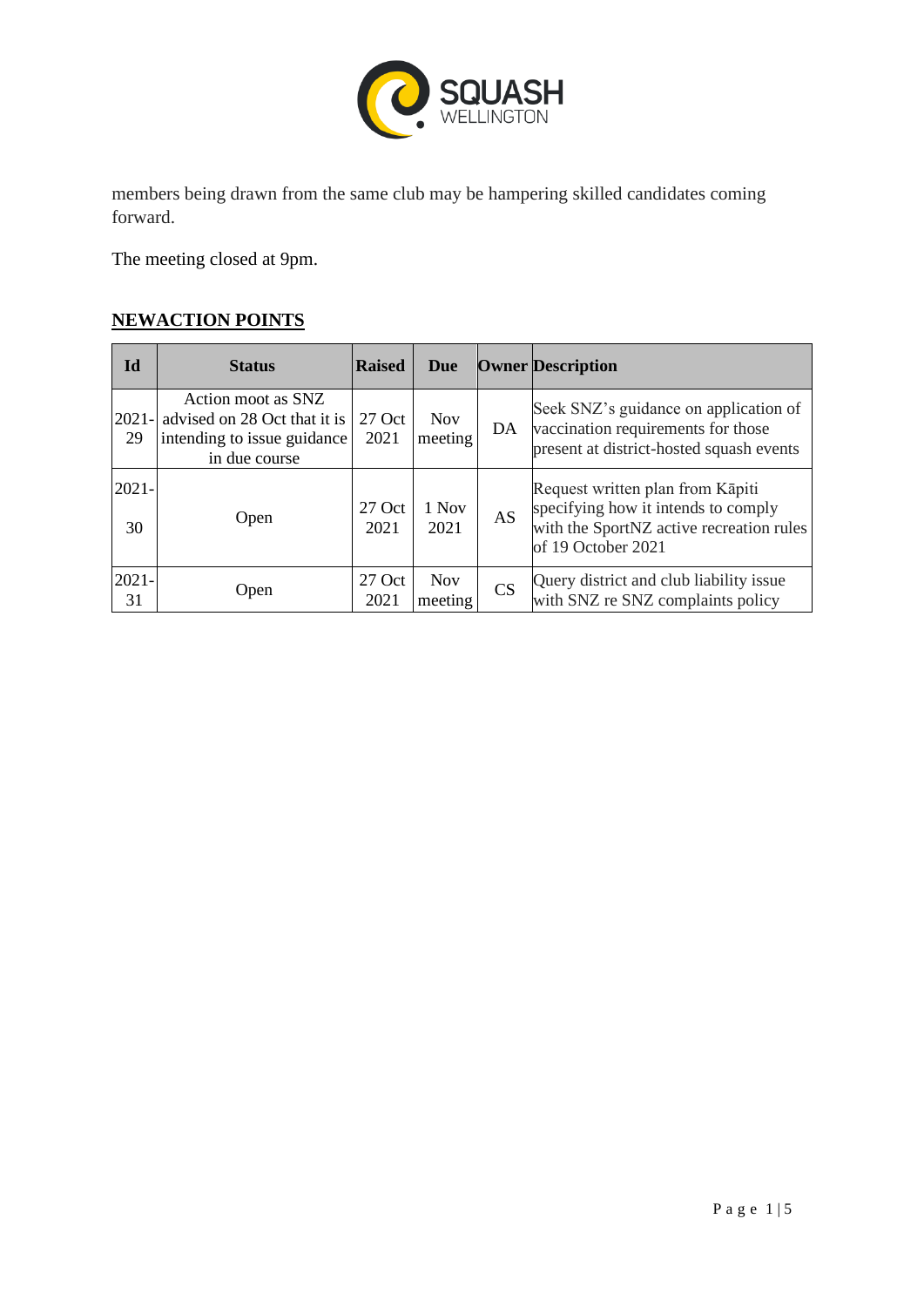members being drawn from the same club may be hampering skilled candidates coming forward.

The meeting closed at 9pm.

## NEWACTION POINTS

| Id | Status | Raised | Due | Owner | Description |
| --- | --- | --- | --- | --- | --- |
| 2021-29 | Action moot as SNZ advised on 28 Oct that it is intending to issue guidance in due course | 27 Oct 2021 | Nov meeting | DA | Seek SNZ's guidance on application of vaccination requirements for those present at district-hosted squash events |
| 2021-30 | Open | 27 Oct 2021 | 1 Nov 2021 | AS | Request written plan from Kāpiti specifying how it intends to comply with the SportNZ active recreation rules of 19 October 2021 |
| 2021-31 | Open | 27 Oct 2021 | Nov meeting | CS | Query district and club liability issue with SNZ re SNZ complaints policy |